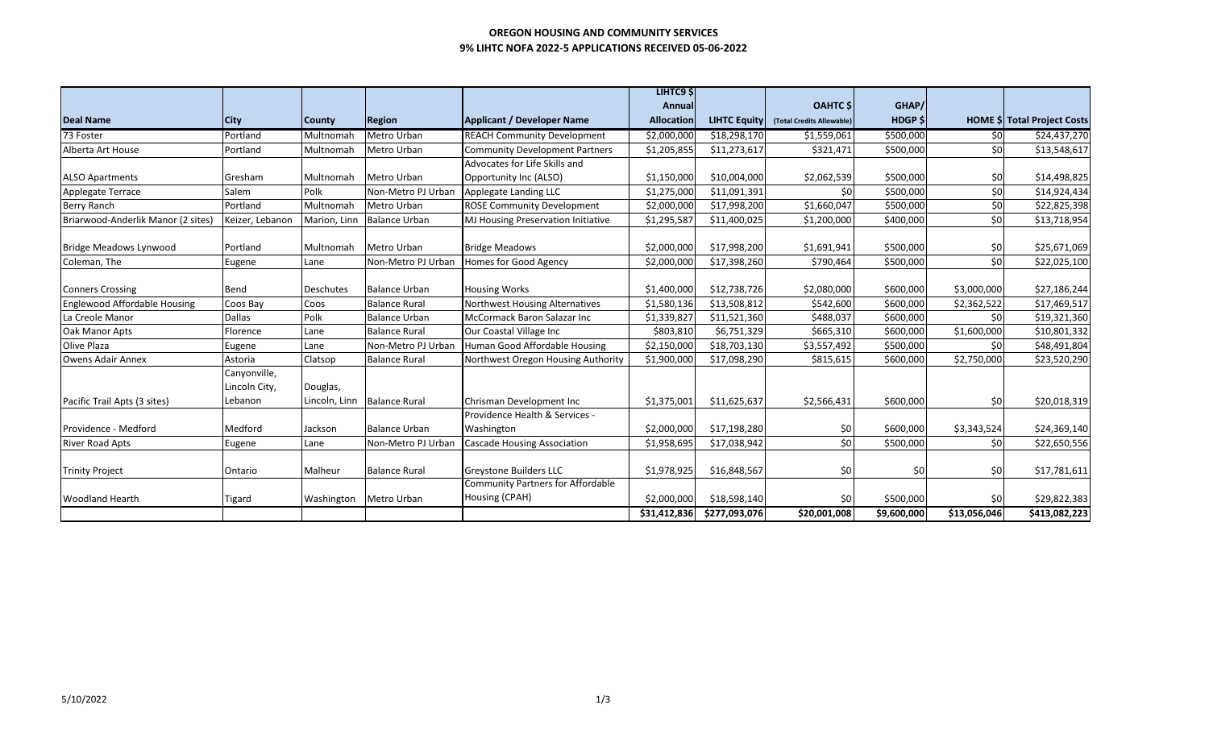# OREGON HOUSING AND COMMUNITY SERVICES

## 9% LIHTC NOFA 2022-5 APPLICATIONS RECEIVED 05-06-2022

| Deal Name | City | County | Region | Applicant / Developer Name | LIHTC9 $ Annual Allocation | LIHTC Equity | OAHTC $ (Total Credits Allowable) | GHAP/ HDGP $ | HOME $ | Total Project Costs |
|---|---|---|---|---|---|---|---|---|---|---|
| 73 Foster | Portland | Multnomah | Metro Urban | REACH Community Development | $2,000,000 | $18,298,170 | $1,559,061 | $500,000 | $0 | $24,437,270 |
| Alberta Art House | Portland | Multnomah | Metro Urban | Community Development Partners | $1,205,855 | $11,273,617 | $321,471 | $500,000 | $0 | $13,548,617 |
| ALSO Apartments | Gresham | Multnomah | Metro Urban | Advocates for Life Skills and Opportunity Inc (ALSO) | $1,150,000 | $10,004,000 | $2,062,539 | $500,000 | $0 | $14,498,825 |
| Applegate Terrace | Salem | Polk | Non-Metro PJ Urban | Applegate Landing LLC | $1,275,000 | $11,091,391 | $0 | $500,000 | $0 | $14,924,434 |
| Berry Ranch | Portland | Multnomah | Metro Urban | ROSE Community Development | $2,000,000 | $17,998,200 | $1,660,047 | $500,000 | $0 | $22,825,398 |
| Briarwood-Anderlik Manor (2 sites) | Keizer, Lebanon | Marion, Linn | Balance Urban | MJ Housing Preservation Initiative | $1,295,587 | $11,400,025 | $1,200,000 | $400,000 | $0 | $13,718,954 |
| Bridge Meadows Lynwood | Portland | Multnomah | Metro Urban | Bridge Meadows | $2,000,000 | $17,998,200 | $1,691,941 | $500,000 | $0 | $25,671,069 |
| Coleman, The | Eugene | Lane | Non-Metro PJ Urban | Homes for Good Agency | $2,000,000 | $17,398,260 | $790,464 | $500,000 | $0 | $22,025,100 |
| Conners Crossing | Bend | Deschutes | Balance Urban | Housing Works | $1,400,000 | $12,738,726 | $2,080,000 | $600,000 | $3,000,000 | $27,186,244 |
| Englewood Affordable Housing | Coos Bay | Coos | Balance Rural | Northwest Housing Alternatives | $1,580,136 | $13,508,812 | $542,600 | $600,000 | $2,362,522 | $17,469,517 |
| La Creole Manor | Dallas | Polk | Balance Urban | McCormack Baron Salazar Inc | $1,339,827 | $11,521,360 | $488,037 | $600,000 | $0 | $19,321,360 |
| Oak Manor Apts | Florence | Lane | Balance Rural | Our Coastal Village Inc | $803,810 | $6,751,329 | $665,310 | $600,000 | $1,600,000 | $10,801,332 |
| Olive Plaza | Eugene | Lane | Non-Metro PJ Urban | Human Good Affordable Housing | $2,150,000 | $18,703,130 | $3,557,492 | $500,000 | $0 | $48,491,804 |
| Owens Adair Annex | Astoria | Clatsop | Balance Rural | Northwest Oregon Housing Authority | $1,900,000 | $17,098,290 | $815,615 | $600,000 | $2,750,000 | $23,520,290 |
| Pacific Trail Apts (3 sites) | Canyonville, Lincoln City, Lebanon | Douglas, Lincoln, Linn | Balance Rural | Chrisman Development Inc | $1,375,001 | $11,625,637 | $2,566,431 | $600,000 | $0 | $20,018,319 |
| Providence - Medford | Medford | Jackson | Balance Urban | Providence Health & Services - Washington | $2,000,000 | $17,198,280 | $0 | $600,000 | $3,343,524 | $24,369,140 |
| River Road Apts | Eugene | Lane | Non-Metro PJ Urban | Cascade Housing Association | $1,958,695 | $17,038,942 | $0 | $500,000 | $0 | $22,650,556 |
| Trinity Project | Ontario | Malheur | Balance Rural | Greystone Builders LLC | $1,978,925 | $16,848,567 | $0 | $0 | $0 | $17,781,611 |
| Woodland Hearth | Tigard | Washington | Metro Urban | Community Partners for Affordable Housing (CPAH) | $2,000,000 | $18,598,140 | $0 | $500,000 | $0 | $29,822,383 |
| | | | | | $31,412,836 | $277,093,076 | $20,001,008 | $9,600,000 | $13,056,046 | $413,082,223 |

5/10/2022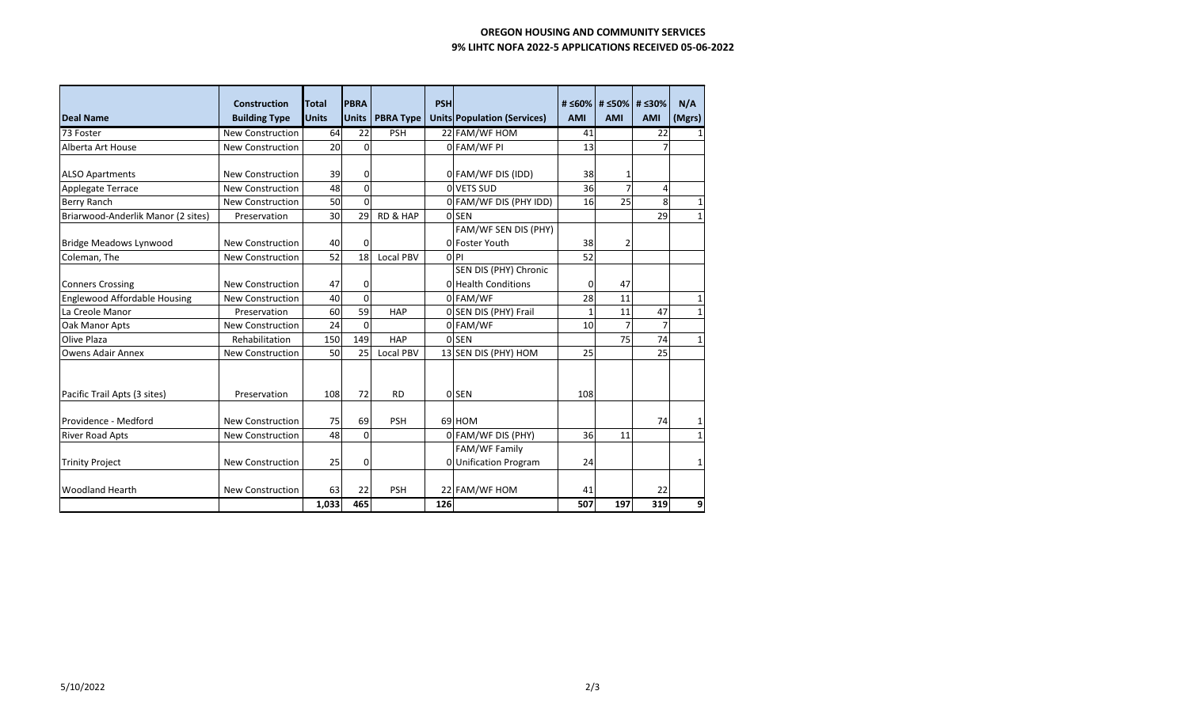# OREGON HOUSING AND COMMUNITY SERVICES

## 9% LIHTC NOFA 2022-5 APPLICATIONS RECEIVED 05-06-2022

| Deal Name | Construction Building Type | Total Units | PBRA Units | PBRA Type | PSH Units | Population (Services) | # ≤60% AMI | # ≤50% AMI | # ≤30% AMI | N/A (Mgrs) |
|---|---|---|---|---|---|---|---|---|---|---|
| 73 Foster | New Construction | 64 | 22 | PSH | 22 | FAM/WF HOM | 41 | | 22 | 1 |
| Alberta Art House | New Construction | 20 | 0 | | 0 | FAM/WF PI | 13 | | 7 | |
| ALSO Apartments | New Construction | 39 | 0 | | 0 | FAM/WF DIS (IDD) | 38 | 1 | | |
| Applegate Terrace | New Construction | 48 | 0 | | 0 | VETS SUD | 36 | 7 | 4 | |
| Berry Ranch | New Construction | 50 | 0 | | 0 | FAM/WF DIS (PHY IDD) | 16 | 25 | 8 | 1 |
| Briarwood-Anderlik Manor (2 sites) | Preservation | 30 | 29 | RD & HAP | 0 | SEN | | | 29 | 1 |
| Bridge Meadows Lynwood | New Construction | 40 | 0 | | 0 | FAM/WF SEN DIS (PHY) Foster Youth | 38 | 2 | | |
| Coleman, The | New Construction | 52 | 18 | Local PBV | 0 | PI | 52 | | | |
| Conners Crossing | New Construction | 47 | 0 | | 0 | SEN DIS (PHY) Chronic Health Conditions | 0 | 47 | | |
| Englewood Affordable Housing | New Construction | 40 | 0 | | 0 | FAM/WF | 28 | 11 | | 1 |
| La Creole Manor | Preservation | 60 | 59 | HAP | 0 | SEN DIS (PHY) Frail | 1 | 11 | 47 | 1 |
| Oak Manor Apts | New Construction | 24 | 0 | | 0 | FAM/WF | 10 | 7 | 7 | |
| Olive Plaza | Rehabilitation | 150 | 149 | HAP | 0 | SEN | | 75 | 74 | 1 |
| Owens Adair Annex | New Construction | 50 | 25 | Local PBV | 13 | SEN DIS (PHY) HOM | 25 | | 25 | |
| Pacific Trail Apts (3 sites) | Preservation | 108 | 72 | RD | 0 | SEN | 108 | | | |
| Providence - Medford | New Construction | 75 | 69 | PSH | 69 | HOM | | | 74 | 1 |
| River Road Apts | New Construction | 48 | 0 | | 0 | FAM/WF DIS (PHY) | 36 | 11 | | 1 |
| Trinity Project | New Construction | 25 | 0 | | 0 | FAM/WF Family Unification Program | 24 | | | 1 |
| Woodland Hearth | New Construction | 63 | 22 | PSH | 22 | FAM/WF HOM | 41 | | 22 | |
| | | 1,033 | 465 | | 126 | | 507 | 197 | 319 | 9 |

5/10/2022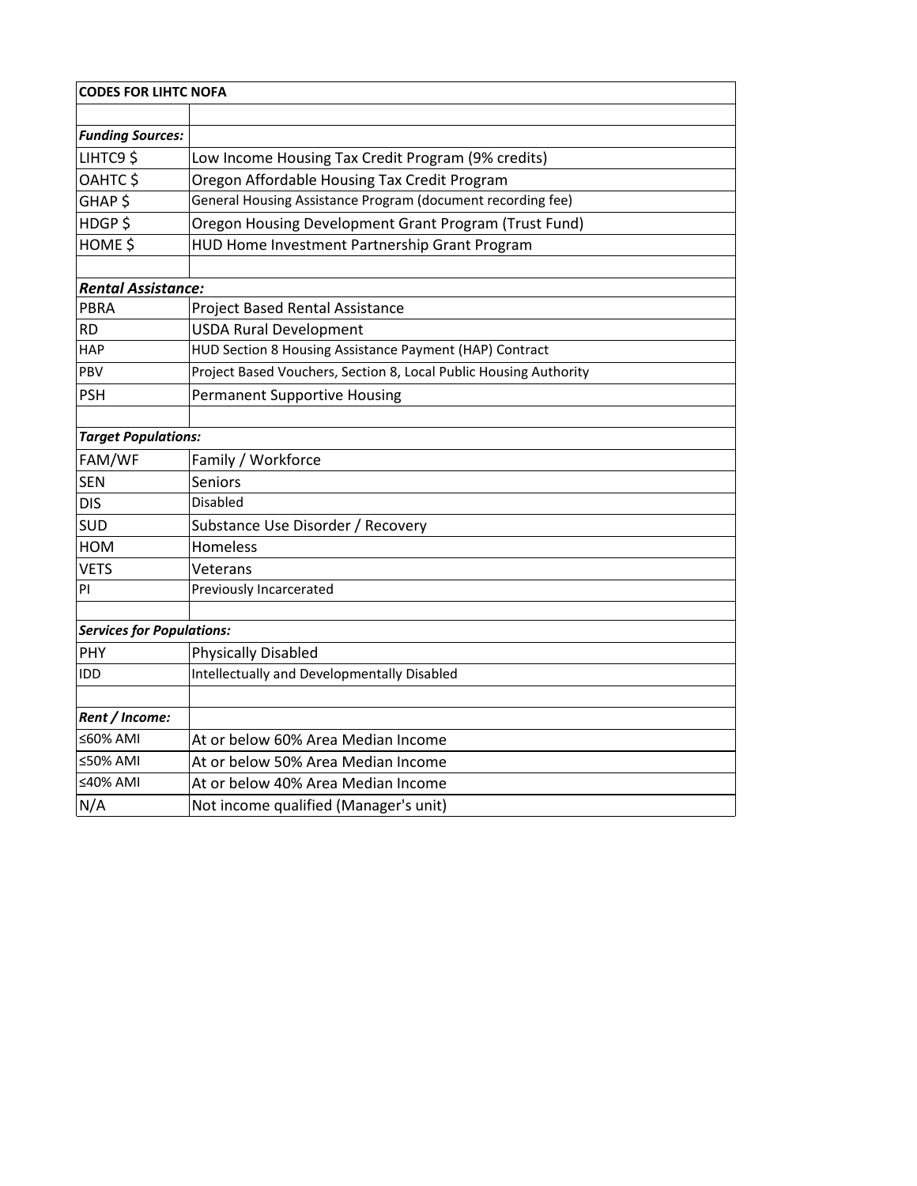| CODES FOR LIHTC NOFA | |
|---|---|
| | |
| ***Funding Sources:*** | |
| LIHTC9 $ | Low Income Housing Tax Credit Program (9% credits) |
| OAHTC $ | Oregon Affordable Housing Tax Credit Program |
| GHAP $ | General Housing Assistance Program (document recording fee) |
| HDGP $ | Oregon Housing Development Grant Program (Trust Fund) |
| HOME $ | HUD Home Investment Partnership Grant Program |
| | |
| ***Rental Assistance:*** | |
| PBRA | Project Based Rental Assistance |
| RD | USDA Rural Development |
| HAP | HUD Section 8 Housing Assistance Payment (HAP) Contract |
| PBV | Project Based Vouchers, Section 8, Local Public Housing Authority |
| PSH | Permanent Supportive Housing |
| | |
| ***Target Populations:*** | |
| FAM/WF | Family / Workforce |
| SEN | Seniors |
| DIS | Disabled |
| SUD | Substance Use Disorder / Recovery |
| HOM | Homeless |
| VETS | Veterans |
| PI | Previously Incarcerated |
| | |
| ***Services for Populations:*** | |
| PHY | Physically Disabled |
| IDD | Intellectually and Developmentally Disabled |
| | |
| ***Rent / Income:*** | |
| ≤60% AMI | At or below 60% Area Median Income |
| ≤50% AMI | At or below 50% Area Median Income |
| ≤40% AMI | At or below 40% Area Median Income |
| N/A | Not income qualified (Manager's unit) |